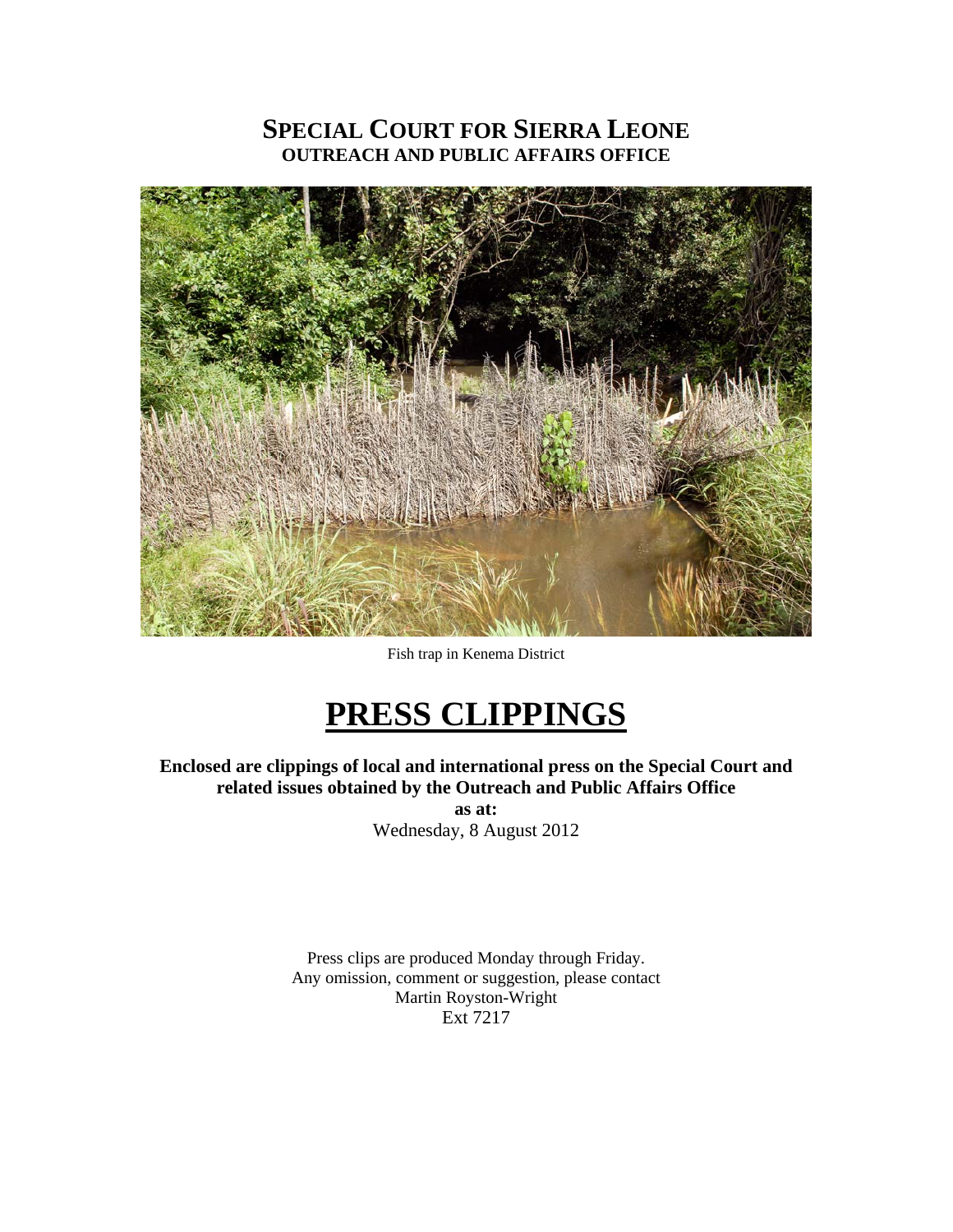# SPECIAL COURT FOR SIERRA LEONE
## OUTREACH AND PUBLIC AFFAIRS OFFICE

Fish trap in Kenema District

# PRESS CLIPPINGS

**Enclosed are clippings of local and international press on the Special Court and related issues obtained by the Outreach and Public Affairs Office**

**as at:**

Wednesday, 8 August 2012

Press clips are produced Monday through Friday.
Any omission, comment or suggestion, please contact
Martin Royston-Wright
Ext 7217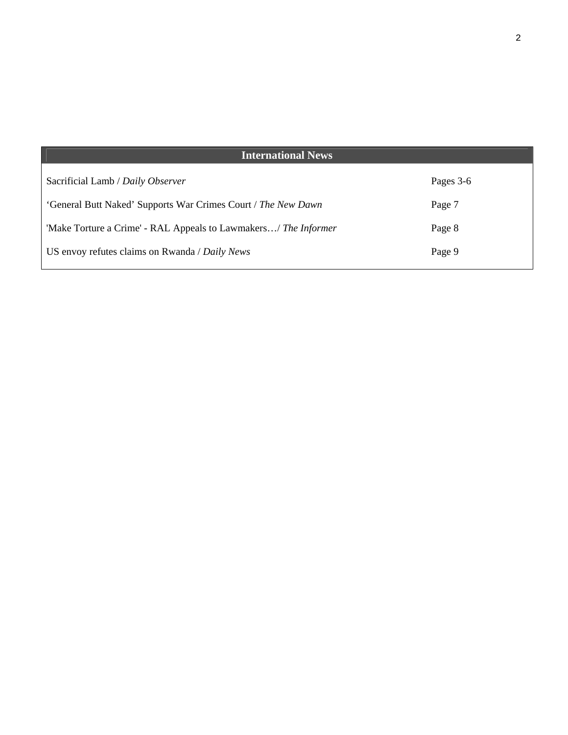| International News | |
|---|---|
| Sacrificial Lamb / *Daily Observer* | Pages 3-6 |
| 'General Butt Naked' Supports War Crimes Court / *The New Dawn* | Page 7 |
| 'Make Torture a Crime' - RAL Appeals to Lawmakers…/ *The Informer* | Page 8 |
| US envoy refutes claims on Rwanda / *Daily News* | Page 9 |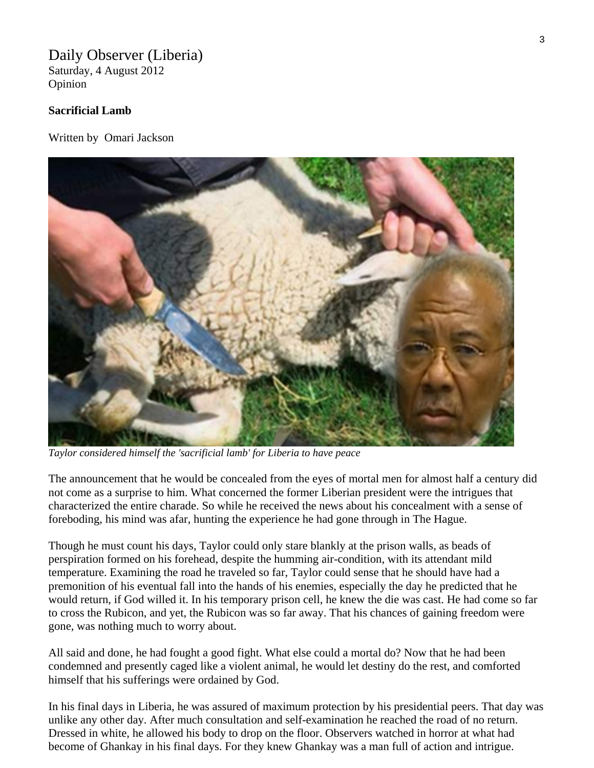Daily Observer (Liberia)
Saturday, 4 August 2012
Opinion

**Sacrificial Lamb**

Written by Omari Jackson

*Taylor considered himself the 'sacrificial lamb' for Liberia to have peace*

The announcement that he would be concealed from the eyes of mortal men for almost half a century did not come as a surprise to him. What concerned the former Liberian president were the intrigues that characterized the entire charade. So while he received the news about his concealment with a sense of foreboding, his mind was afar, hunting the experience he had gone through in The Hague.

Though he must count his days, Taylor could only stare blankly at the prison walls, as beads of perspiration formed on his forehead, despite the humming air-condition, with its attendant mild temperature. Examining the road he traveled so far, Taylor could sense that he should have had a premonition of his eventual fall into the hands of his enemies, especially the day he predicted that he would return, if God willed it. In his temporary prison cell, he knew the die was cast. He had come so far to cross the Rubicon, and yet, the Rubicon was so far away. That his chances of gaining freedom were gone, was nothing much to worry about.

All said and done, he had fought a good fight. What else could a mortal do? Now that he had been condemned and presently caged like a violent animal, he would let destiny do the rest, and comforted himself that his sufferings were ordained by God.

In his final days in Liberia, he was assured of maximum protection by his presidential peers. That day was unlike any other day. After much consultation and self-examination he reached the road of no return. Dressed in white, he allowed his body to drop on the floor. Observers watched in horror at what had become of Ghankay in his final days. For they knew Ghankay was a man full of action and intrigue.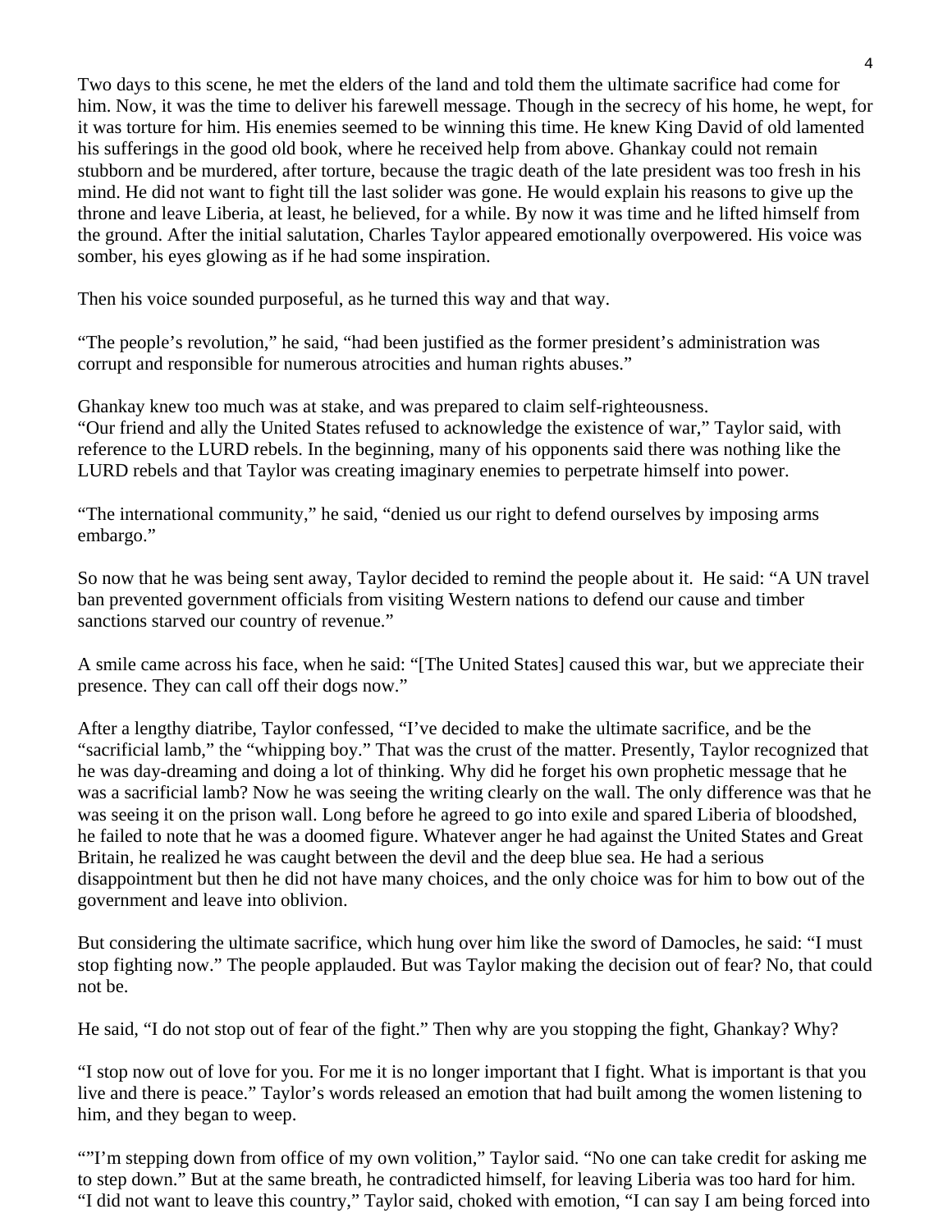Two days to this scene, he met the elders of the land and told them the ultimate sacrifice had come for him. Now, it was the time to deliver his farewell message. Though in the secrecy of his home, he wept, for it was torture for him. His enemies seemed to be winning this time. He knew King David of old lamented his sufferings in the good old book, where he received help from above. Ghankay could not remain stubborn and be murdered, after torture, because the tragic death of the late president was too fresh in his mind. He did not want to fight till the last solider was gone. He would explain his reasons to give up the throne and leave Liberia, at least, he believed, for a while. By now it was time and he lifted himself from the ground. After the initial salutation, Charles Taylor appeared emotionally overpowered. His voice was somber, his eyes glowing as if he had some inspiration.

Then his voice sounded purposeful, as he turned this way and that way.

"The people's revolution," he said, "had been justified as the former president's administration was corrupt and responsible for numerous atrocities and human rights abuses."

Ghankay knew too much was at stake, and was prepared to claim self-righteousness.
"Our friend and ally the United States refused to acknowledge the existence of war," Taylor said, with reference to the LURD rebels. In the beginning, many of his opponents said there was nothing like the LURD rebels and that Taylor was creating imaginary enemies to perpetrate himself into power.

"The international community," he said, "denied us our right to defend ourselves by imposing arms embargo."

So now that he was being sent away, Taylor decided to remind the people about it. He said: "A UN travel ban prevented government officials from visiting Western nations to defend our cause and timber sanctions starved our country of revenue."

A smile came across his face, when he said: "[The United States] caused this war, but we appreciate their presence. They can call off their dogs now."

After a lengthy diatribe, Taylor confessed, "I've decided to make the ultimate sacrifice, and be the "sacrificial lamb," the "whipping boy." That was the crust of the matter. Presently, Taylor recognized that he was day-dreaming and doing a lot of thinking. Why did he forget his own prophetic message that he was a sacrificial lamb? Now he was seeing the writing clearly on the wall. The only difference was that he was seeing it on the prison wall. Long before he agreed to go into exile and spared Liberia of bloodshed, he failed to note that he was a doomed figure. Whatever anger he had against the United States and Great Britain, he realized he was caught between the devil and the deep blue sea. He had a serious disappointment but then he did not have many choices, and the only choice was for him to bow out of the government and leave into oblivion.

But considering the ultimate sacrifice, which hung over him like the sword of Damocles, he said: "I must stop fighting now." The people applauded. But was Taylor making the decision out of fear? No, that could not be.

He said, "I do not stop out of fear of the fight." Then why are you stopping the fight, Ghankay? Why?

"I stop now out of love for you. For me it is no longer important that I fight. What is important is that you live and there is peace." Taylor's words released an emotion that had built among the women listening to him, and they began to weep.

""I'm stepping down from office of my own volition," Taylor said. "No one can take credit for asking me to step down." But at the same breath, he contradicted himself, for leaving Liberia was too hard for him. "I did not want to leave this country," Taylor said, choked with emotion, "I can say I am being forced into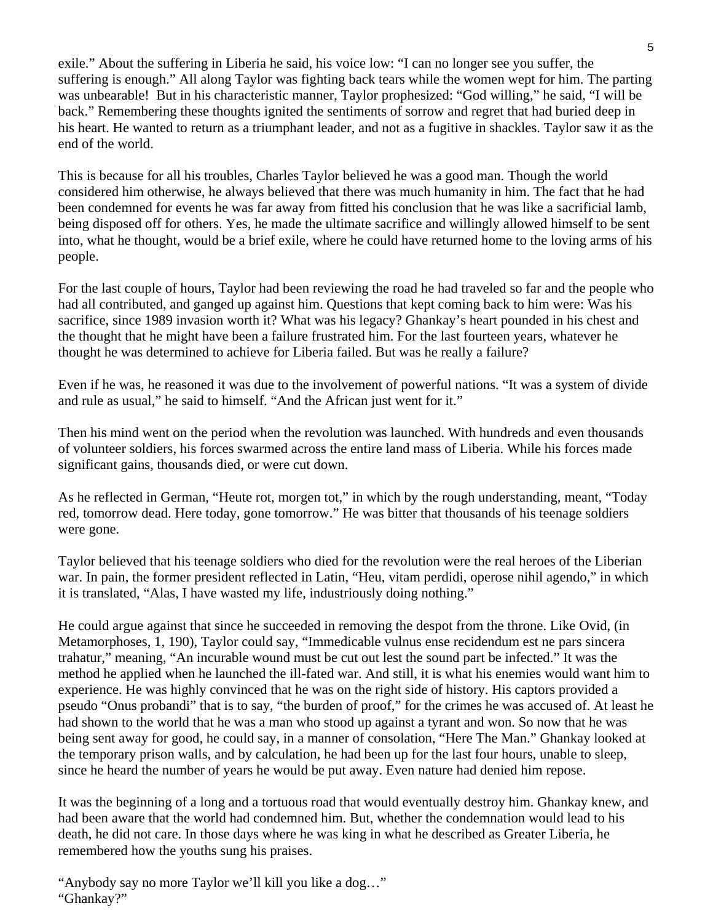exile." About the suffering in Liberia he said, his voice low: "I can no longer see you suffer, the suffering is enough." All along Taylor was fighting back tears while the women wept for him. The parting was unbearable!  But in his characteristic manner, Taylor prophesized: "God willing," he said, "I will be back." Remembering these thoughts ignited the sentiments of sorrow and regret that had buried deep in his heart. He wanted to return as a triumphant leader, and not as a fugitive in shackles. Taylor saw it as the end of the world.

This is because for all his troubles, Charles Taylor believed he was a good man. Though the world considered him otherwise, he always believed that there was much humanity in him. The fact that he had been condemned for events he was far away from fitted his conclusion that he was like a sacrificial lamb, being disposed off for others. Yes, he made the ultimate sacrifice and willingly allowed himself to be sent into, what he thought, would be a brief exile, where he could have returned home to the loving arms of his people.

For the last couple of hours, Taylor had been reviewing the road he had traveled so far and the people who had all contributed, and ganged up against him. Questions that kept coming back to him were: Was his sacrifice, since 1989 invasion worth it? What was his legacy? Ghankay's heart pounded in his chest and the thought that he might have been a failure frustrated him. For the last fourteen years, whatever he thought he was determined to achieve for Liberia failed. But was he really a failure?

Even if he was, he reasoned it was due to the involvement of powerful nations. "It was a system of divide and rule as usual," he said to himself. "And the African just went for it."

Then his mind went on the period when the revolution was launched. With hundreds and even thousands of volunteer soldiers, his forces swarmed across the entire land mass of Liberia. While his forces made significant gains, thousands died, or were cut down.

As he reflected in German, "Heute rot, morgen tot," in which by the rough understanding, meant, "Today red, tomorrow dead. Here today, gone tomorrow." He was bitter that thousands of his teenage soldiers were gone.

Taylor believed that his teenage soldiers who died for the revolution were the real heroes of the Liberian war. In pain, the former president reflected in Latin, "Heu, vitam perdidi, operose nihil agendo," in which it is translated, "Alas, I have wasted my life, industriously doing nothing."

He could argue against that since he succeeded in removing the despot from the throne. Like Ovid, (in Metamorphoses, 1, 190), Taylor could say, "Immedicable vulnus ense recidendum est ne pars sincera trahatur," meaning, "An incurable wound must be cut out lest the sound part be infected." It was the method he applied when he launched the ill-fated war. And still, it is what his enemies would want him to experience. He was highly convinced that he was on the right side of history. His captors provided a pseudo "Onus probandi" that is to say, "the burden of proof," for the crimes he was accused of. At least he had shown to the world that he was a man who stood up against a tyrant and won. So now that he was being sent away for good, he could say, in a manner of consolation, "Here The Man." Ghankay looked at the temporary prison walls, and by calculation, he had been up for the last four hours, unable to sleep, since he heard the number of years he would be put away. Even nature had denied him repose.

It was the beginning of a long and a tortuous road that would eventually destroy him. Ghankay knew, and had been aware that the world had condemned him. But, whether the condemnation would lead to his death, he did not care. In those days where he was king in what he described as Greater Liberia, he remembered how the youths sung his praises.

"Anybody say no more Taylor we'll kill you like a dog…"
"Ghankay?"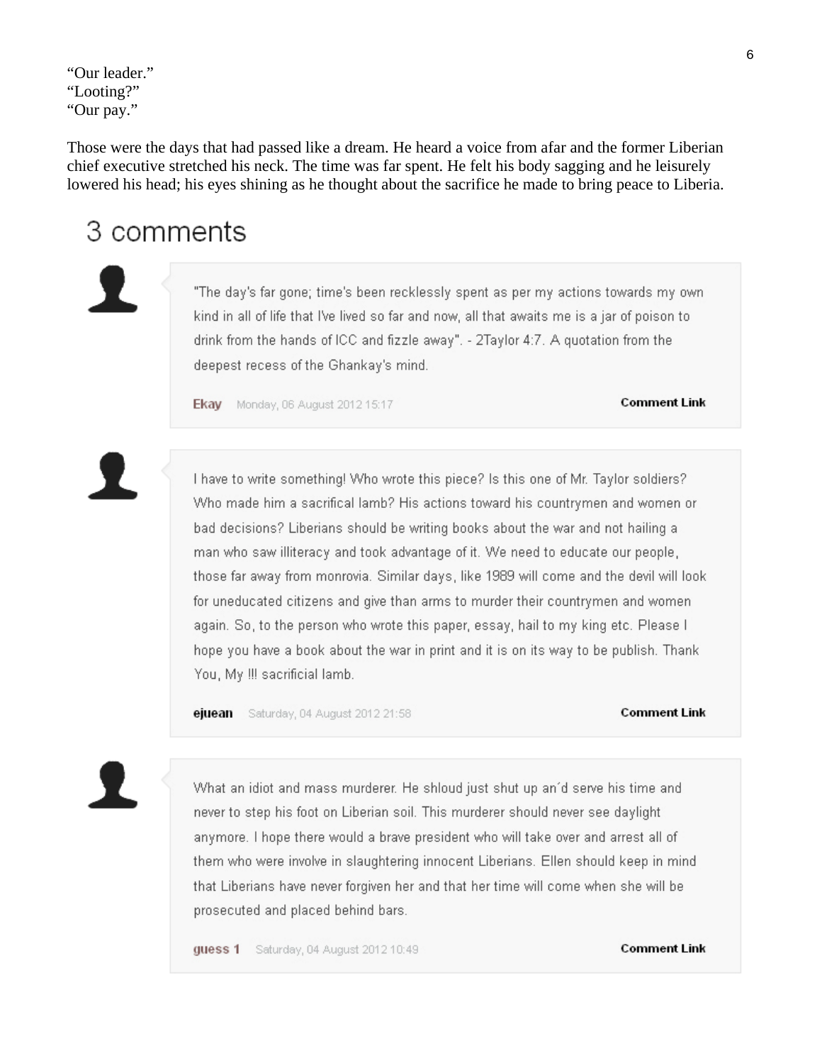"Our leader."
"Looting?"
"Our pay."

Those were the days that had passed like a dream. He heard a voice from afar and the former Liberian chief executive stretched his neck. The time was far spent. He felt his body sagging and he leisurely lowered his head; his eyes shining as he thought about the sacrifice he made to bring peace to Liberia.

# 3 comments

"The day's far gone; time's been recklessly spent as per my actions towards my own kind in all of life that I've lived so far and now, all that awaits me is a jar of poison to drink from the hands of ICC and fizzle away". - 2Taylor 4:7. A quotation from the deepest recess of the Ghankay's mind.

**Ekay** Monday, 06 August 2012 15:17 **Comment Link**

I have to write something! Who wrote this piece? Is this one of Mr. Taylor soldiers? Who made him a sacrifical lamb? His actions toward his countrymen and women or bad decisions? Liberians should be writing books about the war and not hailing a man who saw illiteracy and took advantage of it. We need to educate our people, those far away from monrovia. Similar days, like 1989 will come and the devil will look for uneducated citizens and give than arms to murder their countrymen and women again. So, to the person who wrote this paper, essay, hail to my king etc. Please I hope you have a book about the war in print and it is on its way to be publish. Thank You, My !!! sacrificial lamb.

**ejuean** Saturday, 04 August 2012 21:58 **Comment Link**

What an idiot and mass murderer. He shloud just shut up an´d serve his time and never to step his foot on Liberian soil. This murderer should never see daylight anymore. I hope there would a brave president who will take over and arrest all of them who were involve in slaughtering innocent Liberians. Ellen should keep in mind that Liberians have never forgiven her and that her time will come when she will be prosecuted and placed behind bars.

**guess 1** Saturday, 04 August 2012 10:49 **Comment Link**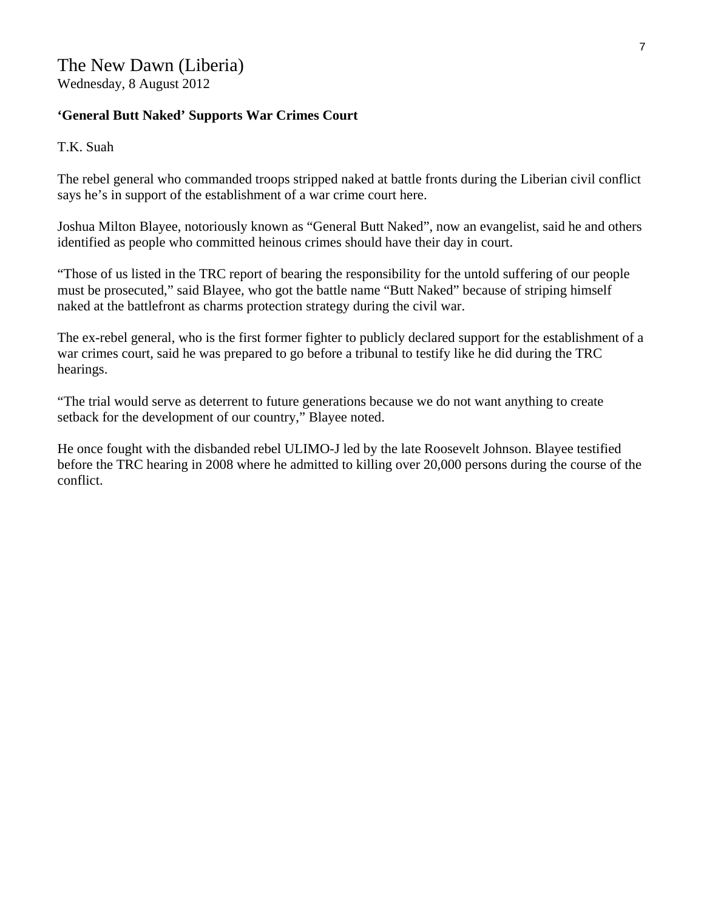The New Dawn (Liberia)
Wednesday, 8 August 2012

**'General Butt Naked' Supports War Crimes Court**

T.K. Suah

The rebel general who commanded troops stripped naked at battle fronts during the Liberian civil conflict says he's in support of the establishment of a war crime court here.

Joshua Milton Blayee, notoriously known as "General Butt Naked", now an evangelist, said he and others identified as people who committed heinous crimes should have their day in court.

"Those of us listed in the TRC report of bearing the responsibility for the untold suffering of our people must be prosecuted," said Blayee, who got the battle name "Butt Naked" because of striping himself naked at the battlefront as charms protection strategy during the civil war.

The ex-rebel general, who is the first former fighter to publicly declared support for the establishment of a war crimes court, said he was prepared to go before a tribunal to testify like he did during the TRC hearings.

"The trial would serve as deterrent to future generations because we do not want anything to create setback for the development of our country," Blayee noted.

He once fought with the disbanded rebel ULIMO-J led by the late Roosevelt Johnson. Blayee testified before the TRC hearing in 2008 where he admitted to killing over 20,000 persons during the course of the conflict.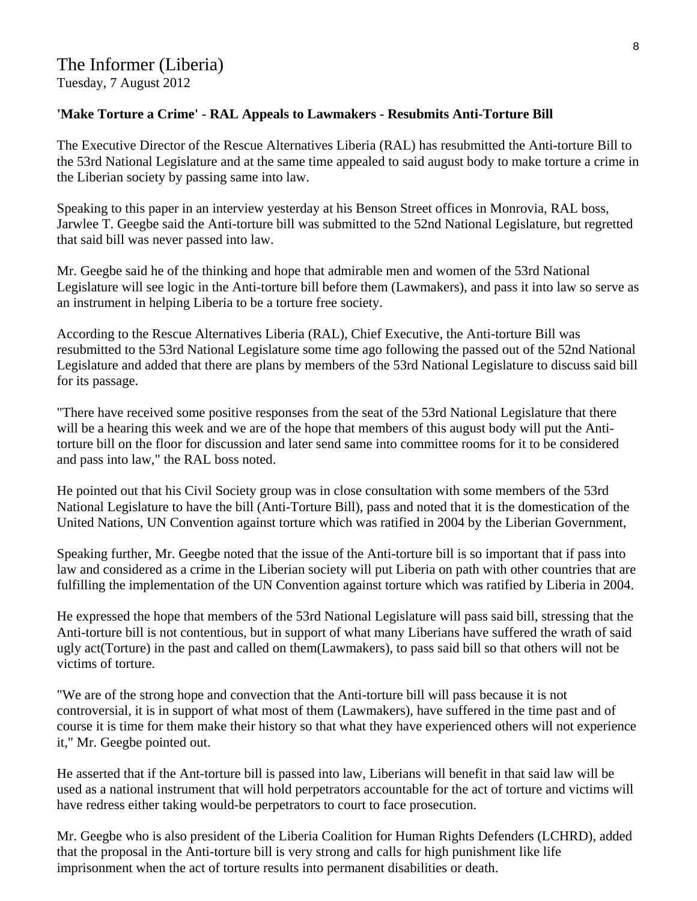# The Informer (Liberia)

Tuesday, 7 August 2012

**'Make Torture a Crime' - RAL Appeals to Lawmakers - Resubmits Anti-Torture Bill**

The Executive Director of the Rescue Alternatives Liberia (RAL) has resubmitted the Anti-torture Bill to the 53rd National Legislature and at the same time appealed to said august body to make torture a crime in the Liberian society by passing same into law.

Speaking to this paper in an interview yesterday at his Benson Street offices in Monrovia, RAL boss, Jarwlee T. Geegbe said the Anti-torture bill was submitted to the 52nd National Legislature, but regretted that said bill was never passed into law.

Mr. Geegbe said he of the thinking and hope that admirable men and women of the 53rd National Legislature will see logic in the Anti-torture bill before them (Lawmakers), and pass it into law so serve as an instrument in helping Liberia to be a torture free society.

According to the Rescue Alternatives Liberia (RAL), Chief Executive, the Anti-torture Bill was resubmitted to the 53rd National Legislature some time ago following the passed out of the 52nd National Legislature and added that there are plans by members of the 53rd National Legislature to discuss said bill for its passage.

"There have received some positive responses from the seat of the 53rd National Legislature that there will be a hearing this week and we are of the hope that members of this august body will put the Anti-torture bill on the floor for discussion and later send same into committee rooms for it to be considered and pass into law," the RAL boss noted.

He pointed out that his Civil Society group was in close consultation with some members of the 53rd National Legislature to have the bill (Anti-Torture Bill), pass and noted that it is the domestication of the United Nations, UN Convention against torture which was ratified in 2004 by the Liberian Government,

Speaking further, Mr. Geegbe noted that the issue of the Anti-torture bill is so important that if pass into law and considered as a crime in the Liberian society will put Liberia on path with other countries that are fulfilling the implementation of the UN Convention against torture which was ratified by Liberia in 2004.

He expressed the hope that members of the 53rd National Legislature will pass said bill, stressing that the Anti-torture bill is not contentious, but in support of what many Liberians have suffered the wrath of said ugly act(Torture) in the past and called on them(Lawmakers), to pass said bill so that others will not be victims of torture.

"We are of the strong hope and convection that the Anti-torture bill will pass because it is not controversial, it is in support of what most of them (Lawmakers), have suffered in the time past and of course it is time for them make their history so that what they have experienced others will not experience it," Mr. Geegbe pointed out.

He asserted that if the Ant-torture bill is passed into law, Liberians will benefit in that said law will be used as a national instrument that will hold perpetrators accountable for the act of torture and victims will have redress either taking would-be perpetrators to court to face prosecution.

Mr. Geegbe who is also president of the Liberia Coalition for Human Rights Defenders (LCHRD), added that the proposal in the Anti-torture bill is very strong and calls for high punishment like life imprisonment when the act of torture results into permanent disabilities or death.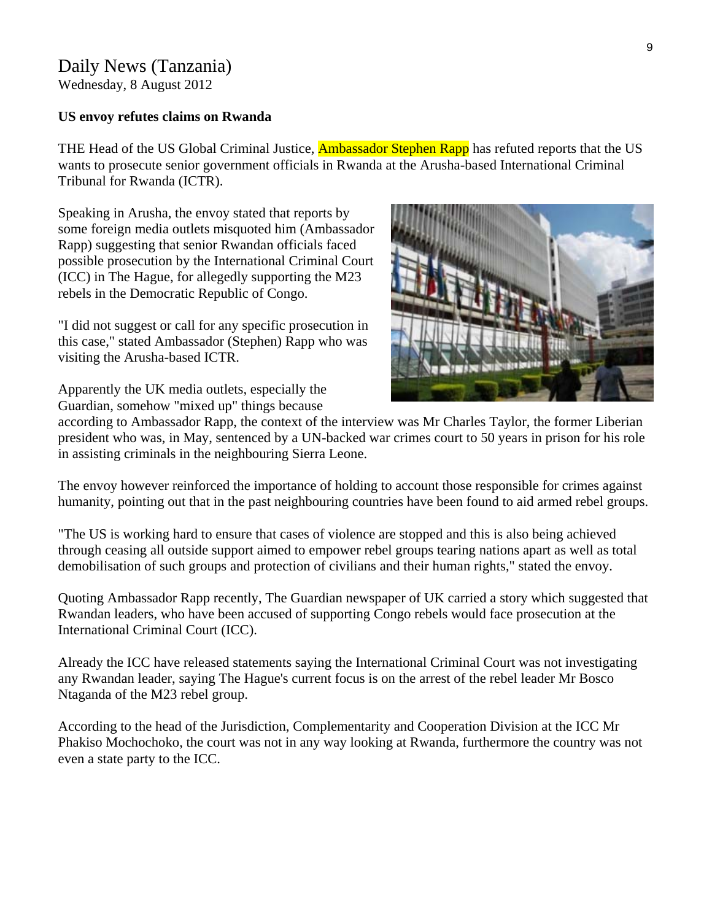Daily News (Tanzania)
Wednesday, 8 August 2012

**US envoy refutes claims on Rwanda**

THE Head of the US Global Criminal Justice, Ambassador Stephen Rapp has refuted reports that the US wants to prosecute senior government officials in Rwanda at the Arusha-based International Criminal Tribunal for Rwanda (ICTR).

Speaking in Arusha, the envoy stated that reports by some foreign media outlets misquoted him (Ambassador Rapp) suggesting that senior Rwandan officials faced possible prosecution by the International Criminal Court (ICC) in The Hague, for allegedly supporting the M23 rebels in the Democratic Republic of Congo.

"I did not suggest or call for any specific prosecution in this case," stated Ambassador (Stephen) Rapp who was visiting the Arusha-based ICTR.

Apparently the UK media outlets, especially the Guardian, somehow "mixed up" things because according to Ambassador Rapp, the context of the interview was Mr Charles Taylor, the former Liberian president who was, in May, sentenced by a UN-backed war crimes court to 50 years in prison for his role in assisting criminals in the neighbouring Sierra Leone.

The envoy however reinforced the importance of holding to account those responsible for crimes against humanity, pointing out that in the past neighbouring countries have been found to aid armed rebel groups.

"The US is working hard to ensure that cases of violence are stopped and this is also being achieved through ceasing all outside support aimed to empower rebel groups tearing nations apart as well as total demobilisation of such groups and protection of civilians and their human rights," stated the envoy.

Quoting Ambassador Rapp recently, The Guardian newspaper of UK carried a story which suggested that Rwandan leaders, who have been accused of supporting Congo rebels would face prosecution at the International Criminal Court (ICC).

Already the ICC have released statements saying the International Criminal Court was not investigating any Rwandan leader, saying The Hague's current focus is on the arrest of the rebel leader Mr Bosco Ntaganda of the M23 rebel group.

According to the head of the Jurisdiction, Complementarity and Cooperation Division at the ICC Mr Phakiso Mochochoko, the court was not in any way looking at Rwanda, furthermore the country was not even a state party to the ICC.